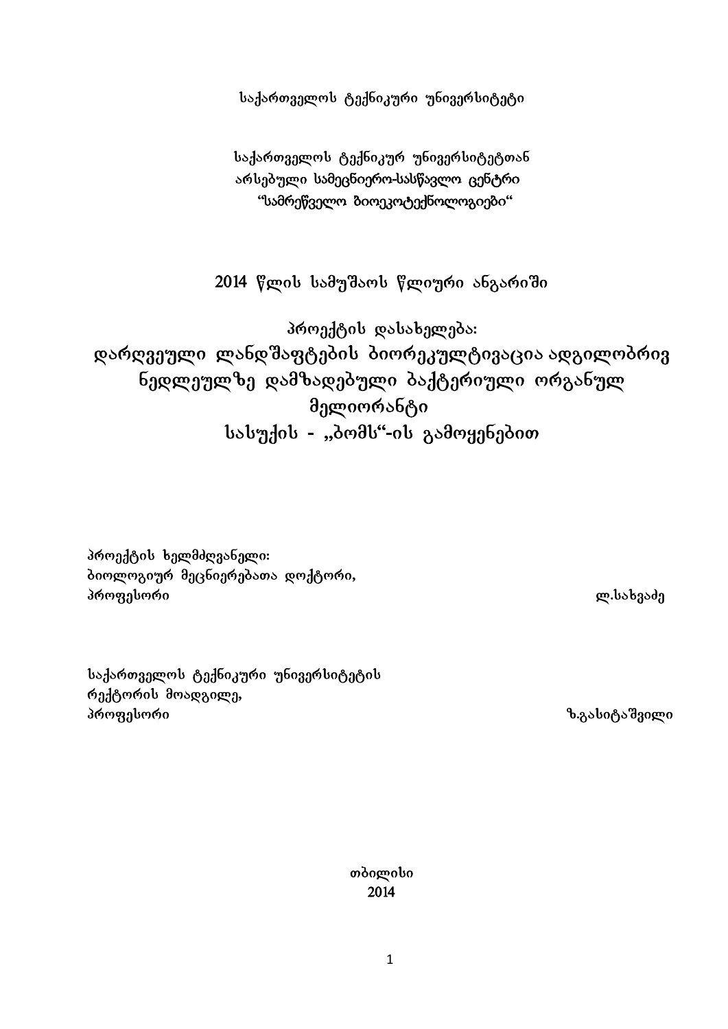საქართველოს ტექნიკური უნივერსიტეტი

საქართველოს ტექნიკურ უნივერსიტეტთან
არსებული სამეცნიერო-სასწავლო ცენტრი
"სამრეწველო ბიოეკოტექნოლოგიები"

2014 წლის სამუშაოს წლიური ანგარიში

პროექტის დასახელება:

# დარღვეული ლანდშაფტების ბიორეკულტივაცია ადგილობრივ ნედლეულზე დამზადებული ბაქტერიული ორგანულ მელიორანტი სასუქის - „ბომს"-ის გამოყენებით

პროექტის ხელმძღვანელი:
ბიოლოგიურ მეცნიერებათა დოქტორი,
პროფესორი ლ.სახვაძე

საქართველოს ტექნიკური უნივერსიტეტის
რექტორის მოადგილე,
პროფესორი ზ.გასიტაშვილი

თბილისი
2014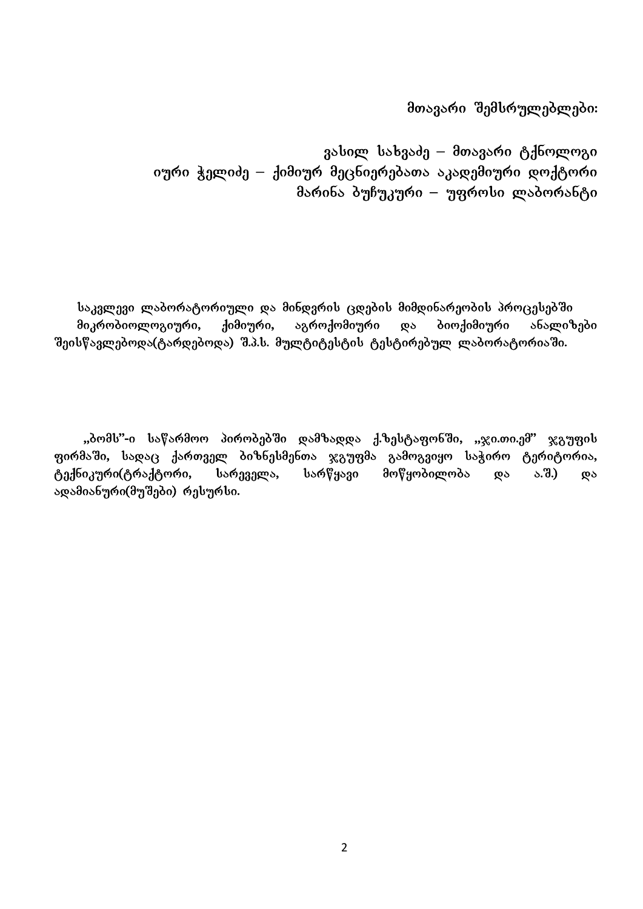მთავარი შემსრულებლები:

ვასილ სახვაძე – მთავარი ტქნოლოგი
იური ჭელიძე – ქიმიურ მეცნიერებათა აკადემიური დოქტორი
მარინა ბუჩუკური – უფროსი ლაბორანტი

საკვლევი ლაბორატორიული და მინდვრის ცდების მიმდინარეობის პროცესებში მიკრობიოლოგიური, ქიმიური, აგროქომიური და ბიოქიმიური ანალიზები შეისწავლებოდა(ტარდებოდა) შ.პ.ს. მულტიტესტის ტესტირებულ ლაბორატორიაში.

„ბომს"-ი საწარმოო პირობებში დამზადდა ქ.ზესტაფონში, „ჯი.თი.ემ" ჯგუფის ფირმაში, სადაც ქართველ ბიზნესმენთა ჯგუფმა გამოგვიყო საჭირო ტერიტორია, ტექნიკური(ტრაქტორი, სარეველა, სარწყავი მოწყობილობა და ა.შ.) და ადამიანური(მუშები) რესურსი.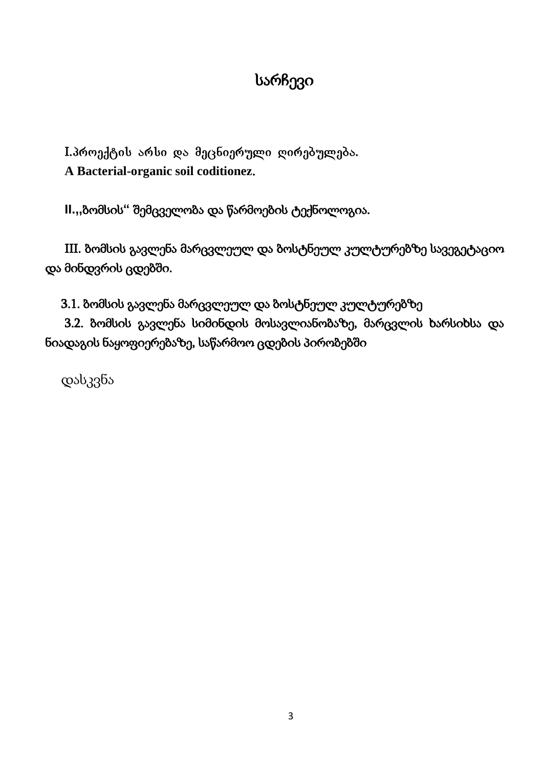# სარჩევი

I.პროექტის არსი და მეცნიერული ღირებულება.
**A Bacterial-organic soil coditionez.**

II.,,ბომსის“ შემცველობა და წარმოების ტექნოლოგია.

III. ბომსის გავლენა მარცვლეულ და ბოსტნეულ კულტურებზე სავეგეტაციო და მინდვრის ცდებში.

3.1. ბომსის გავლენა მარცვლეულ და ბოსტნეულ კულტურებზე

3.2. ბომსის გავლენა სიმინდის მოსავლიანობაზე, მარცვლის ხარსიხსა და ნიადაგის ნაყოფიერებაზე, საწარმოო ცდების პირობებში

დასკვნა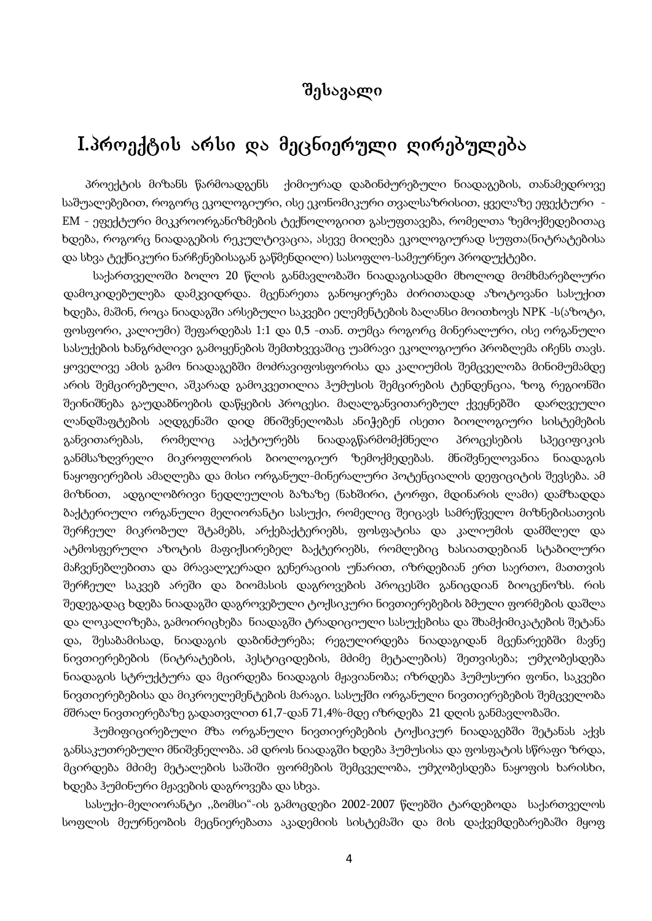# შესავალი

## I.პროექტის არსი და მეცნიერული ღირებულება

პროექტის მიზანს წარმოადგენს ქიმიურად დაბინძურებული ნიადაგების, თანამედროვე საშუალებებით, როგორც ეკოლოგიური, ისე ეკონომიკური თვალსაზრისით, ყველაზე ეფექტური - EM - ეფექტური მიკროორგანიზმების ტექნოლოგიით გასუფთავება, რომელთა ზემოქმედებითაც ხდება, როგორც ნიადაგების რეკულტივაცია, ასევე მიიღება ეკოლოგიურად სუფთა(ნიტრატებისა და სხვა ტექნიკური ნარჩენებისაგან გაწმენდილი) სასოფლო-სამეურნეო პროდუქტები.

საქართველოში ბოლო 20 წლის განმავლობაში ნიადაგისადმი მხოლოდ მომხმარებლური დამოკიდებულება დამკვიდრდა. მცენარეთა განოყიერება ძირითადად აზოტოვანი სასუქით ხდება, მაშინ, როცა ნიადაგში არსებული საკვები ელემენტების ბალანსი მოითხოვს NPK -ს(აზოტი, ფოსფორი, კალიუმი) შეფარდებას 1:1 და 0,5 -თან. თუმცა როგორც მინერალური, ისე ორგანული სასუქების ხანგრძლივი გამოყენების შემთხვევაშიც უამრავი ეკოლოგიური პრობლემა იჩენს თავს. ყოველივე ამის გამო ნიადაგებში მოძრავიფოსფორისა და კალიუმის შემცველობა მინიმუმამდე არის შემცირებული, აშკარად გამოკვეთილია ჰუმუსის შემცირების ტენდენცია, ზოგ რეგიონში შეინიშნება გაუდაბნოების დაწყების პროცესი. მაღალგანვითარებულ ქვეყნებში დარღვეული ლანდშაფტების აღდგენაში დიდ მნიშვნელობას ანიჭებენ ისეთი ბიოლოგიური სისტემების განვითარებას, რომელიც აქტიურებს ნიადაგწარმომქმნელი პროცესების სპეციფიკის განმსაზღვრელი მიკროფლორის ბიოლოგიურ ზემოქმედებას. მნიშვნელოვანია ნიადაგის ნაყოფიერების ამაღლება და მისი ორგანულ-მინერალური პოტენციალის დეფიციტის შევსება. ამ მიზნით, ადგილობრივი ნედლეულის ბაზაზე (ნახშირი, ტორფი, მდინარის ლამი) დამზადდა ბაქტერიული ორგანული მელიორანტი სასუქი, რომელიც შეიცავს სამრეწველო მიზნებისათვის შერჩეულ მიკრობულ შტამებს, არქებაქტერიებს, ფოსფატისა და კალიუმის დამშლელ და ატმოსფერული აზოტის მაფიქსირებელ ბაქტერიებს, რომლებიც ხასიათდებიან სტაბილური მაჩვენებლებითა და მრავალჯერადი გენერაციის უნარით, იზრდებიან ერთ საერთო, მათთვის შერჩეულ საკვებ არეში და ბიომასის დაგროვების პროცესში განიცდიან ბიოცენოზს. რის შედეგადაც ხდება ნიადაგში დაგროვებული ტოქსიკური ნივთიერებების ბმული ფორმების დაშლა და ლოკალიზება, გამოირიცხება ნიადაგში ტრადიციული სასუქებისა და შხამქიმიკატების შეტანა და, შესაბამისად, ნიადაგის დაბინძურება; რეგულირდება ნიადაგიდან მცენარეებში მავნე ნივთიერებების (ნიტრატების, პესტიციდების, მძიმე მეტალების) შეთვისება; უმჯობესდება ნიადაგის სტრუქტურა და მცირდება ნიადაგის მჟავიანობა; იზრდება ჰუმუსური ფონი, საკვები ნივთიერებებისა და მიკროელემენტების მარაგი. სასუქში ორგანული ნივთიერებების შემცველობა მშრალ ნივთიერებაზე გადათვლით 61,7-დან 71,4%-მდე იზრდება 21 დღის განმავლობაში.

ჰუმიფიცირებული მზა ორგანული ნივთიერებების ტოქსიკურ ნიადაგებში შეტანას აქვს განსაკუთრებული მნიშვნელობა. ამ დროს ნიადაგში ხდება ჰუმუსისა და ფოსფატის სწრაფი ზრდა, მცირდება მძიმე მეტალების საშიში ფორმების შემცველობა, უმჯობესდება ნაყოფის ხარისხი, ხდება ჰუმინური მჟავების დაგროვება და სხვა.

სასუქი-მელიორანტი „ბომსი"-ის გამოცდები 2002-2007 წლებში ტარდებოდა საქართველოს სოფლის მეურნეობის მეცნიერებათა აკადემიის სისტემაში და მის დაქვემდებარებაში მყოფ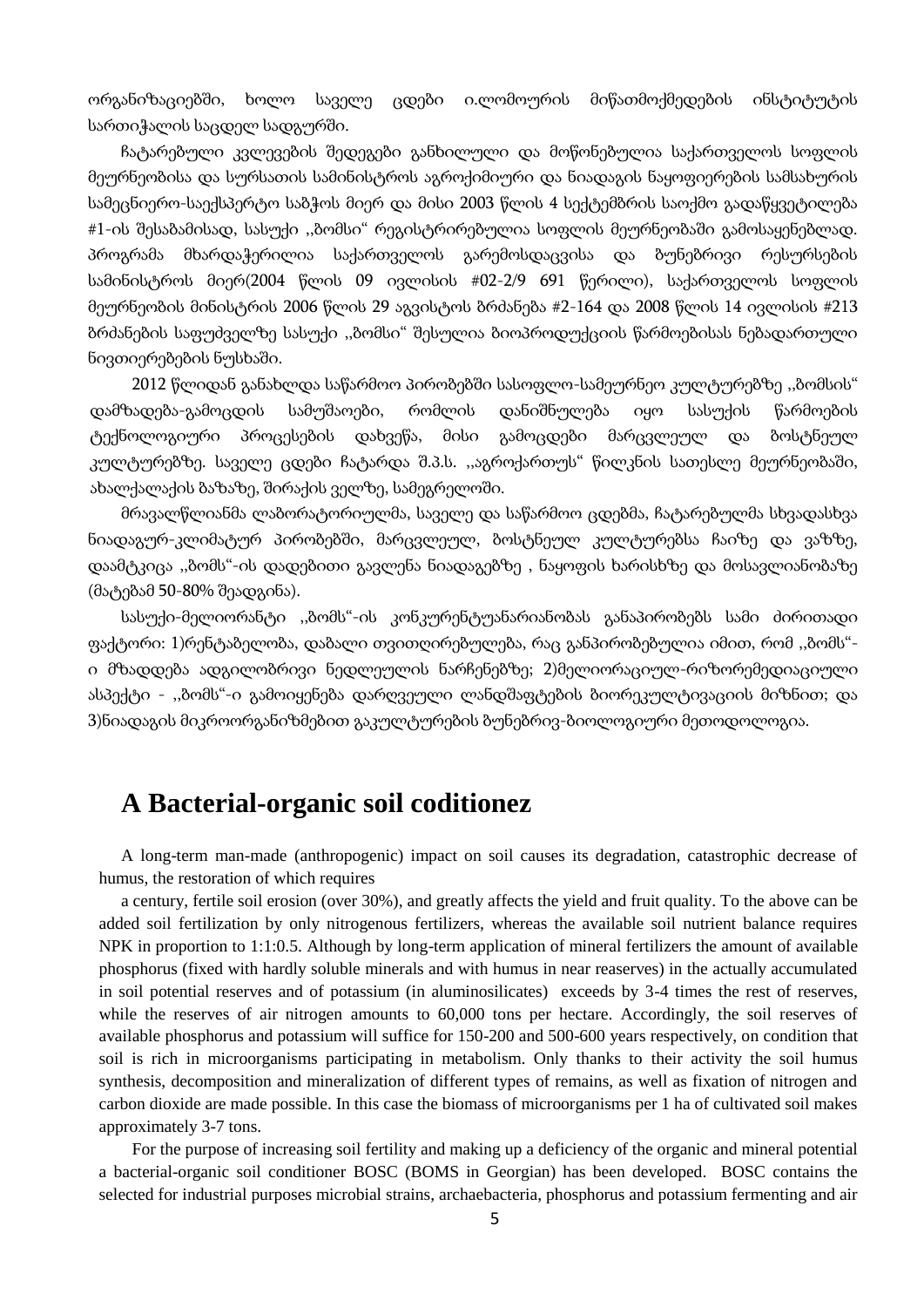ორგანიზაციებში, ხოლო საველე ცდები ი.ლომოურის მიწათმოქმედების ინსტიტუტის სართიჭალის საცდელ სადგურში.

ჩატარებული კვლევების შედეგები განხილული და მოწონებულია საქართველოს სოფლის მეურნეობისა და სურსათის სამინისტროს აგროქიმიური და ნიადაგის ნაყოფიერების სამსახურის სამეცნიერო-საექსპერტო საბჭოს მიერ და მისი 2003 წლის 4 სექტემბრის საოქმო გადაწყვეტილება #1-ის შესაბამისად, სასუქი ,,ბომსი“ რეგისტრირებულია სოფლის მეურნეობაში გამოსაყენებლად. პროგრამა მხარდაჭერილია საქართველოს გარემოსდაცვისა და ბუნებრივი რესურსების სამინისტროს მიერ(2004 წლის 09 ივლისის #02-2/9 691 წერილი), საქართველოს სოფლის მეურნეობის მინისტრის 2006 წლის 29 აგვისტოს ბრძანება #2-164 და 2008 წლის 14 ივლისის #213 ბრძანების საფუძველზე სასუქი ,,ბომსი“ შესულია ბიოპროდუქციის წარმოებისას ნებადართული ნივთიერებების ნუსხაში.

2012 წლიდან განახლდა საწარმოო პირობებში სასოფლო-სამეურნეო კულტურებზე ,,ბომსის“ დამზადება-გამოცდის სამუშაოები, რომლის დანიშნულება იყო სასუქის წარმოების ტექნოლოგიური პროცესების დახვეწა, მისი გამოცდები მარცვლეულ და ბოსტნეულ კულტურებზე. საველე ცდები ჩატარდა შ.პ.ს. ,,აგროქართუს“ წილკნის სათესლე მეურნეობაში, ახალქალაქის ბაზაზე, შირაქის ველზე, სამეგრელოში.

მრავალწლიანმა ლაბორატორიულმა, საველე და საწარმოო ცდებმა, ჩატარებულმა სხვადასხვა ნიადაგურ-კლიმატურ პირობებში, მარცვლეულ, ბოსტნეულ კულტურებსა ჩაიზე და ვაზზე, დაამტკიცა ,,ბომს“-ის დადებითი გავლენა ნიადაგებზე , ნაყოფის ხარისხზე და მოსავლიანობაზე (მატებამ 50-80% შეადგინა).

სასუქი-მელიორანტი ,,ბომს“-ის კონკურენტუნარიანობას განაპირობებს სამი ძირითადი ფაქტორი: 1)რენტაბელობა, დაბალი თვითღირებულება, რაც განპირობებულია იმით, რომ ,,ბომს“-ი მზადდება ადგილობრივი ნედლეულის ნარჩენებზე; 2)მელიორაციულ-რიზორემედიაციული ასპექტი - ,,ბომს“-ი გამოიყენება დარღვეული ლანდშაფტების ბიორეკულტივაციის მიზნით; და 3)ნიადაგის მიკროორგანიზმებით გაკულტურების ბუნებრივ-ბიოლოგიური მეთოდოლოგია.

## A Bacterial-organic soil coditionez

A long-term man-made (anthropogenic) impact on soil causes its degradation, catastrophic decrease of humus, the restoration of which requires

a century, fertile soil erosion (over 30%), and greatly affects the yield and fruit quality. To the above can be added soil fertilization by only nitrogenous fertilizers, whereas the available soil nutrient balance requires NPK in proportion to 1:1:0.5. Although by long-term application of mineral fertilizers the amount of available phosphorus (fixed with hardly soluble minerals and with humus in near reaserves) in the actually accumulated in soil potential reserves and of potassium (in aluminosilicates) exceeds by 3-4 times the rest of reserves, while the reserves of air nitrogen amounts to 60,000 tons per hectare. Accordingly, the soil reserves of available phosphorus and potassium will suffice for 150-200 and 500-600 years respectively, on condition that soil is rich in microorganisms participating in metabolism. Only thanks to their activity the soil humus synthesis, decomposition and mineralization of different types of remains, as well as fixation of nitrogen and carbon dioxide are made possible. In this case the biomass of microorganisms per 1 ha of cultivated soil makes approximately 3-7 tons.

For the purpose of increasing soil fertility and making up a deficiency of the organic and mineral potential a bacterial-organic soil conditioner BOSC (BOMS in Georgian) has been developed. BOSC contains the selected for industrial purposes microbial strains, archaebacteria, phosphorus and potassium fermenting and air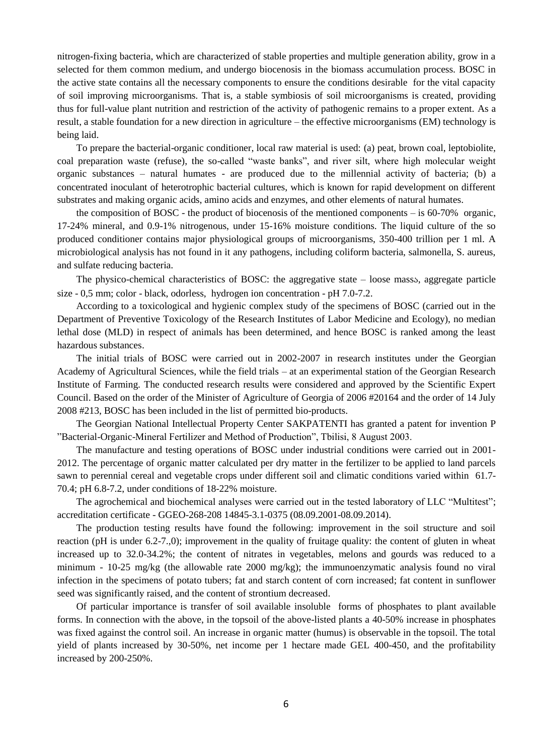nitrogen-fixing bacteria, which are characterized of stable properties and multiple generation ability, grow in a selected for them common medium, and undergo biocenosis in the biomass accumulation process. BOSC in the active state contains all the necessary components to ensure the conditions desirable for the vital capacity of soil improving microorganisms. That is, a stable symbiosis of soil microorganisms is created, providing thus for full-value plant nutrition and restriction of the activity of pathogenic remains to a proper extent. As a result, a stable foundation for a new direction in agriculture – the effective microorganisms (EM) technology is being laid.

To prepare the bacterial-organic conditioner, local raw material is used: (a) peat, brown coal, leptobiolite, coal preparation waste (refuse), the so-called "waste banks", and river silt, where high molecular weight organic substances – natural humates - are produced due to the millennial activity of bacteria; (b) a concentrated inoculant of heterotrophic bacterial cultures, which is known for rapid development on different substrates and making organic acids, amino acids and enzymes, and other elements of natural humates.

the composition of BOSC - the product of biocenosis of the mentioned components – is 60-70% organic, 17-24% mineral, and 0.9-1% nitrogenous, under 15-16% moisture conditions. The liquid culture of the so produced conditioner contains major physiological groups of microorganisms, 350-400 trillion per 1 ml. A microbiological analysis has not found in it any pathogens, including coliform bacteria, salmonella, S. aureus, and sulfate reducing bacteria.

The physico-chemical characteristics of BOSC: the aggregative state – loose massა, aggregate particle size - 0,5 mm; color - black, odorless, hydrogen ion concentration - pH 7.0-7.2.

According to a toxicological and hygienic complex study of the specimens of BOSC (carried out in the Department of Preventive Toxicology of the Research Institutes of Labor Medicine and Ecology), no median lethal dose (MLD) in respect of animals has been determined, and hence BOSC is ranked among the least hazardous substances.

The initial trials of BOSC were carried out in 2002-2007 in research institutes under the Georgian Academy of Agricultural Sciences, while the field trials – at an experimental station of the Georgian Research Institute of Farming. The conducted research results were considered and approved by the Scientific Expert Council. Based on the order of the Minister of Agriculture of Georgia of 2006 #20164 and the order of 14 July 2008 #213, BOSC has been included in the list of permitted bio-products.

The Georgian National Intellectual Property Center SAKPATENTI has granted a patent for invention P "Bacterial-Organic-Mineral Fertilizer and Method of Production", Tbilisi, 8 August 2003.

The manufacture and testing operations of BOSC under industrial conditions were carried out in 2001-2012. The percentage of organic matter calculated per dry matter in the fertilizer to be applied to land parcels sawn to perennial cereal and vegetable crops under different soil and climatic conditions varied within 61.7-70.4; pH 6.8-7.2, under conditions of 18-22% moisture.

The agrochemical and biochemical analyses were carried out in the tested laboratory of LLC "Multitest"; accreditation certificate - GGEO-268-208 14845-3.1-0375 (08.09.2001-08.09.2014).

The production testing results have found the following: improvement in the soil structure and soil reaction (pH is under 6.2-7.,0); improvement in the quality of fruitage quality: the content of gluten in wheat increased up to 32.0-34.2%; the content of nitrates in vegetables, melons and gourds was reduced to a minimum - 10-25 mg/kg (the allowable rate 2000 mg/kg); the immunoenzymatic analysis found no viral infection in the specimens of potato tubers; fat and starch content of corn increased; fat content in sunflower seed was significantly raised, and the content of strontium decreased.

Of particular importance is transfer of soil available insoluble forms of phosphates to plant available forms. In connection with the above, in the topsoil of the above-listed plants a 40-50% increase in phosphates was fixed against the control soil. An increase in organic matter (humus) is observable in the topsoil. The total yield of plants increased by 30-50%, net income per 1 hectare made GEL 400-450, and the profitability increased by 200-250%.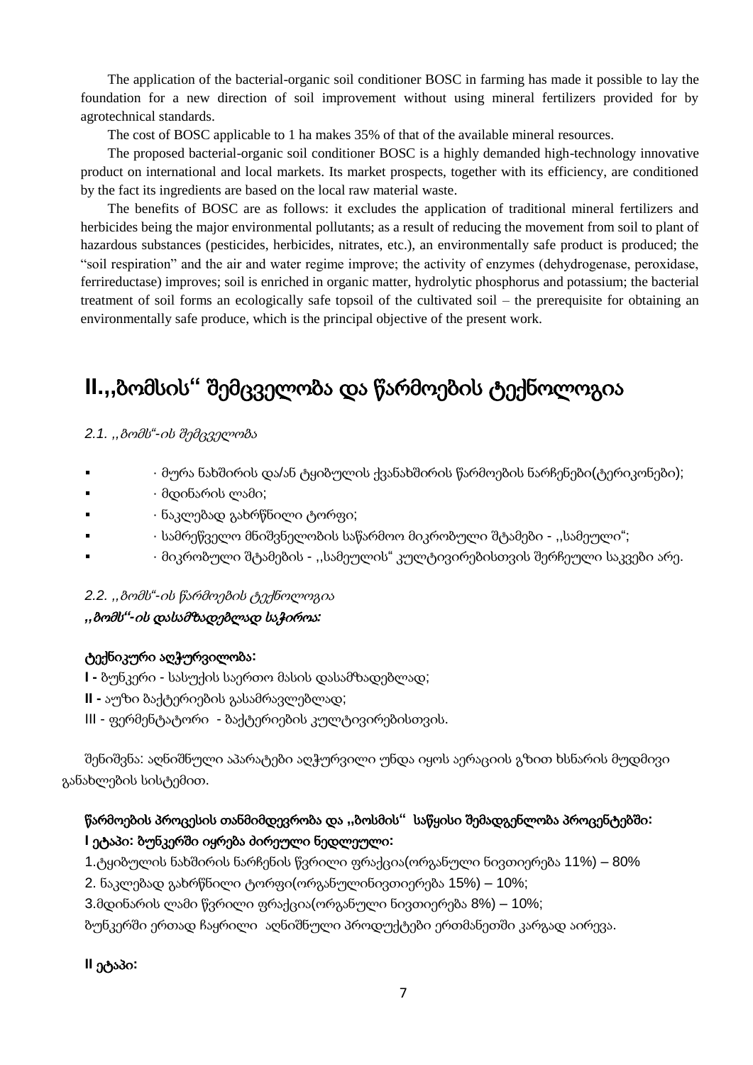The application of the bacterial-organic soil conditioner BOSC in farming has made it possible to lay the foundation for a new direction of soil improvement without using mineral fertilizers provided for by agrotechnical standards.

The cost of BOSC applicable to 1 ha makes 35% of that of the available mineral resources.

The proposed bacterial-organic soil conditioner BOSC is a highly demanded high-technology innovative product on international and local markets. Its market prospects, together with its efficiency, are conditioned by the fact its ingredients are based on the local raw material waste.

The benefits of BOSC are as follows: it excludes the application of traditional mineral fertilizers and herbicides being the major environmental pollutants; as a result of reducing the movement from soil to plant of hazardous substances (pesticides, herbicides, nitrates, etc.), an environmentally safe product is produced; the "soil respiration" and the air and water regime improve; the activity of enzymes (dehydrogenase, peroxidase, ferrireductase) improves; soil is enriched in organic matter, hydrolytic phosphorus and potassium; the bacterial treatment of soil forms an ecologically safe topsoil of the cultivated soil – the prerequisite for obtaining an environmentally safe produce, which is the principal objective of the present work.

# II.,,ბომსის" შემცველობა და წარმოების ტექნოლოგია

*2.1. ,,ბომს"-ის შემცველობა*

- · მურა ნახშირის და/ან ტყიბულის ქვანახშირის წარმოების ნარჩენები(ტერიკონები);
- · მდინარის ლამი;
- · ნაკლებად გახრწნილი ტორფი;
- · სამრეწველო მნიშვნელობის საწარმოო მიკრობული შტამები - ,,სამეული";
- · მიკრობული შტამების - ,,სამეულის" კულტივირებისთვის შერჩეული საკვები არე.

*2.2. ,,ბომს"-ის წარმოების ტექნოლოგია*

***,,ბომს"-ის დასამზადებლად საჭიროა:***

**ტექნიკური აღჭურვილობა:**

**I -** ბუნკერი - სასუქის საერთო მასის დასამზადებლად;

**II -** აუზი ბაქტერიების გასამრავლებლად;

III - ფერმენტატორი - ბაქტერიების კულტივირებისთვის.

შენიშვნა: აღნიშნული აპარატები აღჭურვილი უნდა იყოს აერაციის გზით ხსნარის მუდმივი განახლების სისტემით.

**წარმოების პროცესის თანმიმდევრობა და ,,ბოსმის" საწყისი შემადგენლობა პროცენტებში:**

**I ეტაპი: ბუნკერში იყრება ძირეული ნედლეული:**

1.ტყიბულის ნახშირის ნარჩენის წვრილი ფრაქცია(ორგანული ნივთიერება 11%) – 80%

2. ნაკლებად გახრწნილი ტორფი(ორგანულინივთიერება 15%) – 10%;

3.მდინარის ლამი წვრილი ფრაქცია(ორგანული ნივთიერება 8%) – 10%;

ბუნკერში ერთად ჩაყრილი აღნიშნული პროდუქტები ერთმანეთში კარგად აირევა.

**II ეტაპი:**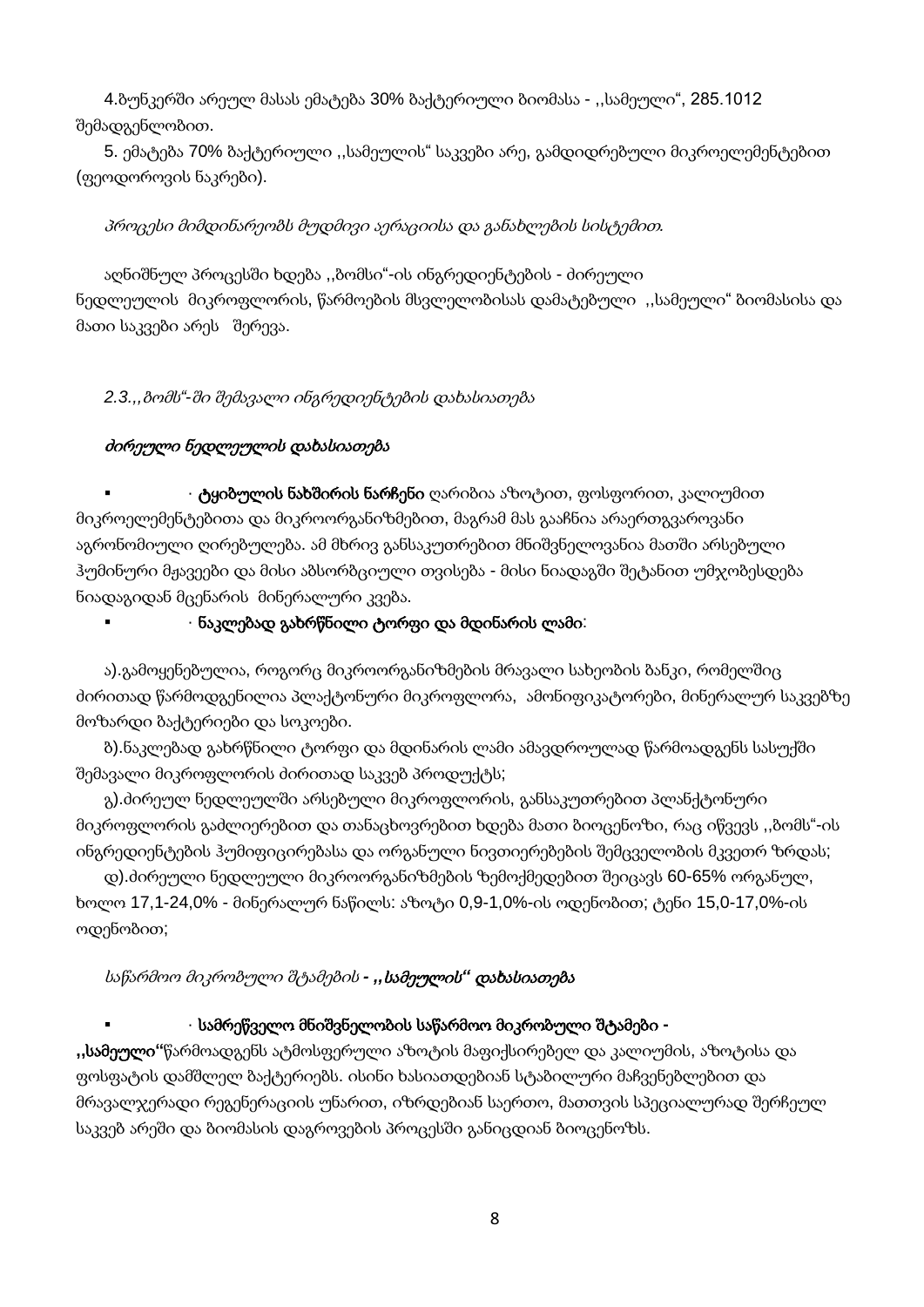4.ბუნკერში არეულ მასას ემატება 30% ბაქტერიული ბიომასა - ,,სამეული“, 285.1012 შემადგენლობით.

5. ემატება 70% ბაქტერიული ,,სამეულის“ საკვები არე, გამდიდრებული მიკროელემენტებით (ფეოდოროვის ნაკრები).

*პროცესი მიმდინარეობს მუდმივი აერაციისა და განახლების სისტემით.*

აღნიშნულ პროცესში ხდება ,,ბომსი“-ის ინგრედიენტების - ძირეული ნედლეულის მიკროფლორის, წარმოების მსვლელობისას დამატებული ,,სამეული“ ბიომასისა და მათი საკვები არეს შერევა.

*2.3.,,ბომს“-ში შემავალი ინგრედიენტების დახასიათება*

***ძირეული ნედლეულის დახასიათება***

- · **ტყიბულის ნახშირის ნარჩენი** ღარიბია აზოტით, ფოსფორით, კალიუმით მიკროელემენტებითა და მიკროორგანიზმებით, მაგრამ მას გააჩნია არაერთგვაროვანი აგრონომიული ღირებულება. ამ მხრივ განსაკუთრებით მნიშვნელოვანია მათში არსებული ჰუმინური მჟავეები და მისი აბსორბციული თვისება - მისი ნიადაგში შეტანით უმჯობესდება ნიადაგიდან მცენარის მინერალური კვება.
- · **ნაკლებად გახრწნილი ტორფი და მდინარის ლამი**:

ა).გამოყენებულია, როგორც მიკროორგანიზმების მრავალი სახეობის ბანკი, რომელშიც ძირითად წარმოდგენილია პლაქტონური მიკროფლორა, ამონიფიკატორები, მინერალურ საკვებზე მოზარდი ბაქტერიები და სოკოები.

ბ).ნაკლებად გახრწნილი ტორფი და მდინარის ლამი ამავდროულად წარმოადგენს სასუქში შემავალი მიკროფლორის ძირითად საკვებ პროდუქტს;

გ).ძირეულ ნედლეულში არსებული მიკროფლორის, განსაკუთრებით პლანქტონური მიკროფლორის გაძლიერებით და თანაცხოვრებით ხდება მათი ბიოცენოზი, რაც იწვევს ,,ბომს“-ის ინგრედიენტების ჰუმიფიცირებასა და ორგანული ნივთიერებების შემცველობის მკვეთრ ზრდას;

დ).ძირეული ნედლეული მიკროორგანიზმების ზემოქმედებით შეიცავს 60-65% ორგანულ, ხოლო 17,1-24,0% - მინერალურ ნაწილს: აზოტი 0,9-1,0%-ის ოდენობით; ტენი 15,0-17,0%-ის ოდენობით;

*საწარმოო მიკრობული შტამების* ***- ,,სამეულის“ დახასიათება***

- · **სამრეწველო მნიშვნელობის საწარმოო მიკრობული შტამები - ,,სამეული“**წარმოადგენს ატმოსფერული აზოტის მაფიქსირებელ და კალიუმის, აზოტისა და ფოსფატის დამშლელ ბაქტერიებს. ისინი ხასიათდებიან სტაბილური მაჩვენებლებით და მრავალჯერადი რეგენერაციის უნარით, იზრდებიან საერთო, მათთვის სპეციალურად შერჩეულ საკვებ არეში და ბიომასის დაგროვების პროცესში განიცდიან ბიოცენოზს.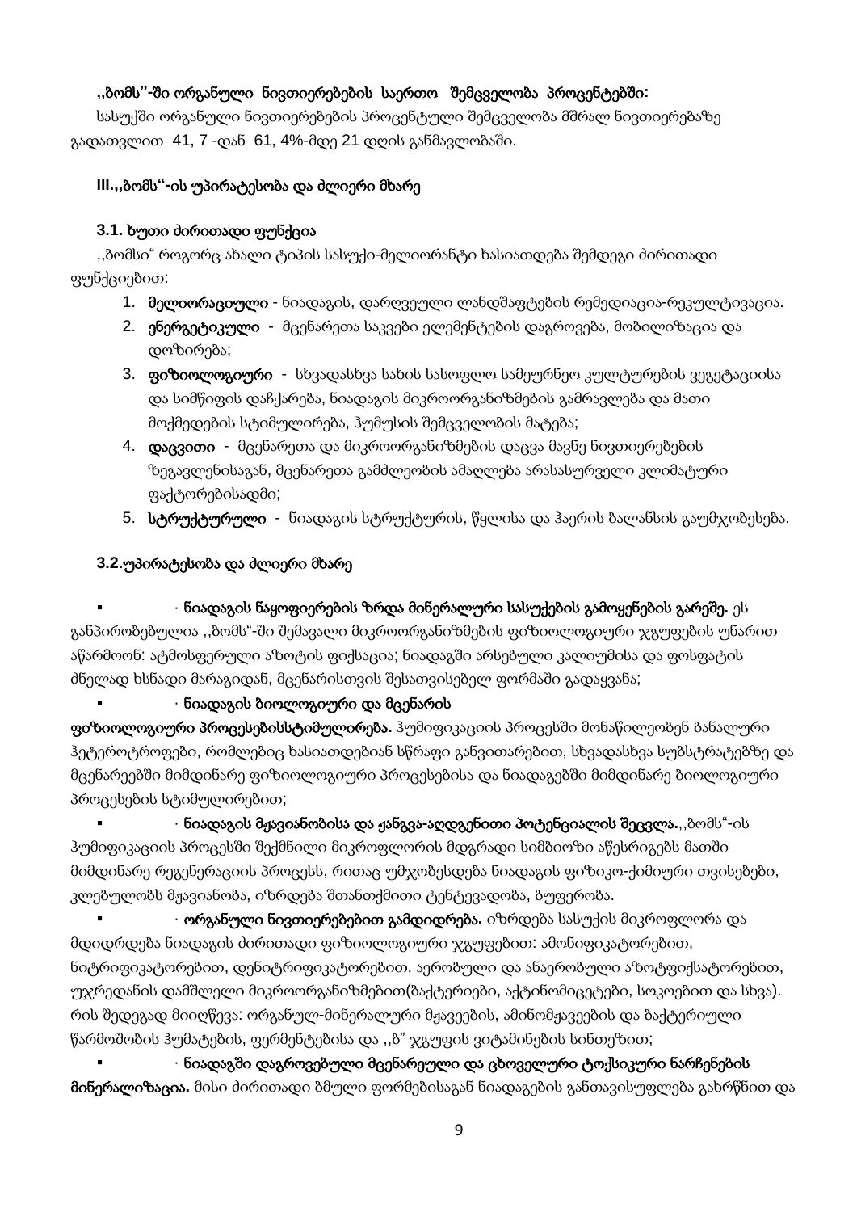**,,ბომს''-ში ორგანული ნივთიერებების საერთო შემცველობა პროცენტებში:**

სასუქში ორგანული ნივთიერებების პროცენტული შემცველობა მშრალ ნივთიერებაზე გადათვლით 41, 7 -დან 61, 4%-მდე 21 დღის განმავლობაში.

## III.,,ბომს''-ის უპირატესობა და ძლიერი მხარე

### 3.1. ხუთი ძირითადი ფუნქცია

,,ბომსი" როგორც ახალი ტიპის სასუქი-მელიორანტი ხასიათდება შემდეგი ძირითადი ფუნქციებით:

1. **მელიორაციული** - ნიადაგის, დარღვეული ლანდშაფტების რემედიაცია-რეკულტივაცია.
2. **ენერგეტიკული** - მცენარეთა საკვები ელემენტების დაგროვება, მობილიზაცია და დოზირება;
3. **ფიზიოლოგიური** - სხვადასხვა სახის სასოფლო სამეურნეო კულტურების ვეგეტაციისა და სიმწიფის დაჩქარება, ნიადაგის მიკროორგანიზმების გამრავლება და მათი მოქმედების სტიმულირება, ჰუმუსის შემცველობის მატება;
4. **დაცვითი** - მცენარეთა და მიკროორგანიზმების დაცვა მავნე ნივთიერებების ზეგავლენისაგან, მცენარეთა გამძლეობის ამაღლება არასასურველი კლიმატური ფაქტორებისადმი;
5. **სტრუქტურული** - ნიადაგის სტრუქტურის, წყლისა და ჰაერის ბალანსის გაუმჯობესება.

### 3.2.უპირატესობა და ძლიერი მხარე

- · **ნიადაგის ნაყოფიერების ზრდა მინერალური სასუქების გამოყენების გარეშე.** ეს განპირობებულია ,,ბომს"-ში შემავალი მიკროორგანიზმების ფიზიოლოგიური ჯგუფების უნარით აწარმოონ: ატმოსფერული აზოტის ფიქსაცია; ნიადაგში არსებული კალიუმისა და ფოსფატის ძნელად ხსნადი მარაგიდან, მცენარისთვის შესათვისებელ ფორმაში გადაყვანა;
- · **ნიადაგის ბიოლოგიური და მცენარის ფიზიოლოგიური პროცესებისსტიმულირება.** ჰუმიფიკაციის პროცესში მონაწილეობენ ზანალური ჰეტეროტროფები, რომლებიც ხასიათდებიან სწრაფი განვითარებით, სხვადასხვა სუბსტრატებზე და მცენარეებში მიმდინარე ფიზიოლოგიური პროცესებისა და ნიადაგებში მიმდინარე ბიოლოგიური პროცესების სტიმულირებით;
- · **ნიადაგის მჟავიანობისა და ჟანგვა-აღდგენითი პოტენციალის შეცვლა.**,,ბომს"-ის ჰუმიფიკაციის პროცესში შექმნილი მიკროფლორის მდგრადი სიმბიოზი აწესრიგებს მათში მიმდინარე რეგენერაციის პროცესს, რითაც უმჯობესდება ნიადაგის ფიზიკო-ქიმიური თვისებები, კლებულობს მჟავიანობა, იზრდება შთანთქმითი ტენტევადობა, ბუფერობა.
- · **ორგანული ნივთიერებებით გამდიდრება.** იზრდება სასუქის მიკროფლორა და მდიდრდება ნიადაგის ძირითადი ფიზიოლოგიური ჯგუფებით: ამონიფიკატორებით, ნიტრიფიკატორებით, დენიტრიფიკატორებით, აერობული და ანაერობული აზოტფიქსატორებით, უჯრედანის დამშლელი მიკროორგანიზმებით(ბაქტერიები, აქტინომიცეტები, სოკოებით და სხვა). რის შედეგად მიიღწევა: ორგანულ-მინერალური მჟავეების, ამინომჟავეების და ბაქტერიული წარმოშობის ჰუმატების, ფერმენტებისა და ,,ბ" ჯგუფის ვიტამინების სინთეზით;
- · **ნიადაგში დაგროვებული მცენარეული და ცხოველური ტოქსიკური ნარჩენების მინერალიზაცია.** მისი ძირითადი ბმული ფორმებისაგან ნიადაგების განთავისუფლება გახრწნით და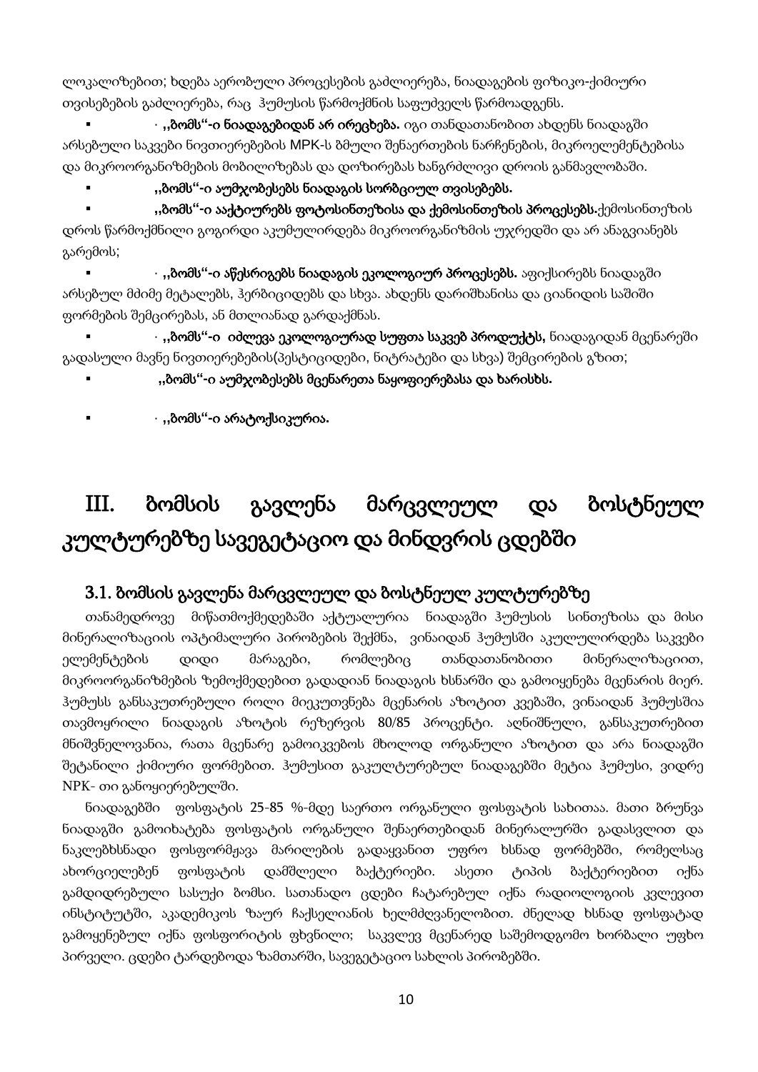ლოკალიზებით; ხდება აერობული პროცესების გაძლიერება, ნიადაგების ფიზიკო-ქიმიური თვისებების გაძლიერება, რაც ჰუმუსის წარმოქმნის საფუძველს წარმოადგენს.

- · **,,ბომს''-ი ნიადაგებიდან არ ირეცხება.** იგი თანდათანობით ახდენს ნიადაგში არსებული საკვები ნივთიერებების MPK-ს ბმული შენაერთების ნარჩენების, მიკროელემენტებისა და მიკროორგანიზმების მობილიზებას და დოზირებას ხანგრძლივი დროის განმავლობაში.
- **,,ბომს''-ი აუმჯობესებს ნიადაგის სორბციულ თვისებებს.**
- **,,ბომს''-ი ააქტიურებს ფოტოსინთეზისა და ქემოსინთეზის პროცესებს.** ქემოსინთეზის დროს წარმოქმნილი გოგირდი აკუმულირდება მიკროორგანიზმის უჯრედში და არ ანაგვიანებს გარემოს;
- · **,,ბომს''-ი აწესრიგებს ნიადაგის ეკოლოგიურ პროცესებს.** აფიქსირებს ნიადაგში არსებულ მძიმე მეტალებს, ჰერბიციდებს და სხვა. ახდენს დარიშხანისა და ციანიდის საშიში ფორმების შემცირებას, ან მთლიანად გარდაქმნას.
- · **,,ბომს''-ი იძლევა ეკოლოგიურად სუფთა საკვებ პროდუქტს,** ნიადაგიდან მცენარეში გადასული მავნე ნივთიერებების(პესტიციდები, ნიტრატები და სხვა) შემცირების გზით;
- **,,ბომს''-ი აუმჯობესებს მცენარეთა ნაყოფიერებასა და ხარისხს.**
- · **,,ბომს''-ი არატოქსიკურია.**

# III. ბომსის გავლენა მარცვლეულ და ბოსტნეულ კულტურებზე სავეგეტაციო და მინდვრის ცდებში

## 3.1. ბომსის გავლენა მარცვლეულ და ბოსტნეულ კულტურებზე

თანამედროვე მიწათმოქმედებაში აქტუალურია ნიადაგში ჰუმუსის სინთეზისა და მისი მინერალიზაციის ოპტიმალური პირობების შექმნა, ვინაიდან ჰუმუსში აკუმულირდება საკვები ელემენტების დიდი მარაგები, რომლებიც თანდათანობითი მინერალიზაციით, მიკროორგანიზმების ზემოქმედებით გადადიან ნიადაგის ხსნარში და გამოიყენება მცენარის მიერ. ჰუმუსს განსაკუთრებული როლი მიეკუთვნება მცენარის აზოტით კვებაში, ვინაიდან ჰუმუსშია თავმოყრილი ნიადაგის აზოტის რეზერვის 80/85 პროცენტი. აღნიშნული, განსაკუთრებით მნიშვნელოვანია, რათა მცენარე გამოიკვებოს მხოლოდ ორგანული აზოტით და არა ნიადაგში შეტანილი ქიმიური ფორმებით. ჰუმუსით გაკულტურებულ ნიადაგებში მეტია ჰუმუსი, ვიდრე NPK- თი განოყიერებულში.

ნიადაგებში ფოსფატის 25-85 %-მდე საერთო ორგანული ფოსფატის სახითაა. მათი ბრუნვა ნიადაგში გამოიხატება ფოსფატის ორგანული შენაერთებიდან მინერალურში გადასვლით და ნაკლებხსნადი ფოსფორმჟავა მარილების გადაყვანით უფრო ხსნად ფორმებში, რომელსაც ახორციელებენ ფოსფატის დამშლელი ბაქტერიები. ასეთი ტიპის ბაქტერიებით იქნა გამდიდრებული სასუქი ბომსი. სათანადო ცდები ჩატარებულ იქნა რადიოლოგიის კვლევით ინსტიტუტში, აკადემიკოს ზაურ ჩაქსელიანის ხელმძღვანელობით. ძნელად ხსნად ფოსფატად გამოყენებულ იქნა ფოსფორიტის ფხვნილი; საკვლევ მცენარედ საშემოდგომო ხორბალი უფხო პირველი. ცდები ტარდებოდა ზამთარში, სავეგეტაციო სახლის პირობებში.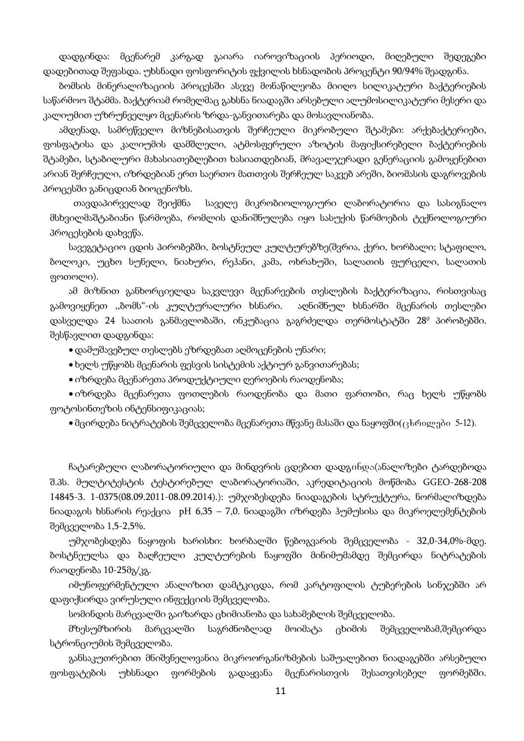დადგინდა: მცენარემ კარგად გაიარა იაროვიზაციის პერიოდი, მიღებული შედეგები დადებითად შეფასდა. უხსნადი ფოსფორიტის ფქვილის ხსნადობის პროცენტი 90/94% შეადგინა.

ბომსის მინერალიზაციის პროცესში ასევე მონაწილეობა მიიღო სილიკატური ბაქტერიების საწარმოო შტამმა. ბაქტერიამ რომელმაც გახსნა ნიადაგში არსებული ალუმოსილიკატური მესერი და კალიუმით უზრუნველყო მცენარის ზრდა-განვითარება და მოსავლიანობა.

ამდენად, სამრეწველო მიზნებისათვის შერჩეული მიკრობული შტამები: არქებაქტერიები, ფოსფატისა და კალიუმის დამშლელი, ატმოსფერული აზოტის მაფიქსირებელი ბაქტერიების შტამები, სტაბილური მახასიათებლებით ხასიათდებიან, მრავალჯერადი გენერაციის გამოყენებით არიან შერჩეული, იზრდებიან ერთ საერთო მათთვის შერჩეულ საკვებ არეში, ბიომასის დაგროვების პროცესში განიცდიან ბიოცენოზს.

თავდაპირველად შეიქმნა საველე მიკრობიოლოგიური ლაბორატორია და სასიგნალო მსხვილმასშტაბიანი წარმოება, რომლის დანიშნულება იყო სასუქის წარმოების ტექნოლოგიური პროცესების დახვეწა.

სავეგეტაციო ცდის პირობებში, ბოსტნეულ კულტურებზე(შვრია, ქერი, ხორბალი; სტაფილო, ბოლოკი, უცხო სუნელი, ნიახური, რეჰანი, კამა, ოხრახუში, სალათის ფურცელი, სალათის ფოთოლი).

ამ მიზნით განხორციელდა საკვლევი მცენარეების თესლების ბაქტერიზაცია, რისთვისაც გამოვიყენეთ ,,ბომს"-ის კულტურალური ხსნარი. აღნიშნულ ხსნარში მცენარის თესლები დასველდა 24 საათის განმავლობაში, ინკუბაცია გაგრძელდა თერმოსტატში $28^0$ პირობებში. შესწავლით დადგინდა:

- დამუშავებულ თესლებს ეზრდებათ აღმოცენების უნარი;
- ხელს უწყობს მცენარის ფესვის სისტემის აქტიურ განვითარებას;
- იზრდება მცენარეთა პროდუქტიული ღეროების რაოდენობა;
- იზრდება მცენარეთა ფოთლების რაოდენობა და მათი ფართობი, რაც ხელს უწყობს ფოტოსინთეზის ინტენსიფიკაციას;
- მცირდება ნიტრატების შემცველობა მცენარეთა მწვანე მასაში და ნაყოფში(ცხრილები 5-12).

ჩატარებული ლაბორატორიული და მინდვრის ცდებით დადგინდა(ანალიზები ტარდებოდა შ.პს. მულტიტესტის ტესტირებულ ლაბორატორიაში, აკრედიტაციის მოწმობა GGEO-268-208 14845-3. 1-0375(08.09.2011-08.09.2014).): უმჯობესდება ნიადაგების სტრუქტურა, ნორმალიზდება ნიადაგის ხსნარის რეაქცია pH 6,35 – 7,0. ნიადაგში იზრდება ჰუმუსისა და მიკროელემენტების შემცველობა 1,5-2,5%.

უმჯობესდება ნაყოფის ხარისხი: ხორბალში წებოგვარის შემცველობა - 32,0-34,0%-მდე. ბოსტნეულსა და ბაღჩეული კულტურების ნაყოფში მინიმუმამდე შემცირდა ნიტრატების რაოდენობა 10-25მგ/კგ.

იმუნოფერმენტული ანალიზით დამტკიცდა, რომ კარტოფილის ტუბერების სინჯებში არ დაფიქსირდა ვირუსული ინფექციის შემცველობა.

სომინდის მარცვალში გაიზარდა ცხიმიანობა და სახამებლის შემცველობა.

მზესუმზირის მარცვალში საგრძნობლად მოიმატა ცხიმის შემცველობამ,შემცირდა სტრონციუმის შემცველობა.

განსაკუთრებით მნიშვნელოვანია მიკროორგანიზმების საშუალებით ნიადაგებში არსებული ფოსფატების უხსნადი ფორმების გადაყვანა მცენარისთვის შესათვისებელ ფორმებში.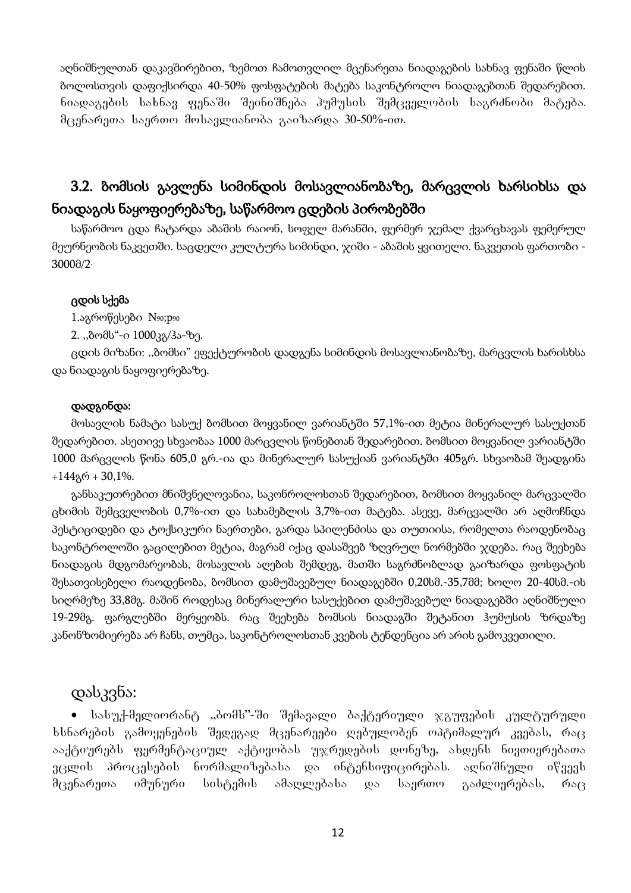აღნიშნულთან დაკავშირებით, ზემოთ ჩამოთვლილ მცენარეთა ნიადაგების სახნავ ფენაში წლის ბოლოსთვის დაფიქსირდა 40-50% ფოსფატების მატება საკონტროლო ნიადაგებთან შედარებით. ნიადაგების სახნავ ფენაში შეინიშნება ჰუმუსის შემცველობის საგრძნობი მატება. მცენარეთა საერთო მოსავლიანობა გაიზარდა 30-50%-ით.

## 3.2. ბომსის გავლენა სიმინდის მოსავლიანობაზე, მარცვლის ხარსიხსა და ნიადაგის ნაყოფიერებაზე, საწარმოო ცდების პირობებში

საწარმოო ცდა ჩატარდა აბაშის რაიონ, სოფელ მარანში, ფერმერ ჯემალ ქვარცხავას ფემერულ მეურნეობის ნაკვეთში. საცდელი კულტურა სიმინდი, ჯიში - აბაშის ყვითელი. ნაკვეთის ფართობი - 3000მ/2.

**ცდის სქემა**

1.აგროწესები $N_{90}$;$p_{90}$

2. ,,ბომს“-ი 1000კგ/ჰა-ზე.

ცდის მიზანი: ,,ბომსი" ეფექტურობის დადგენა სიმინდის მოსავლიანობაზე, მარცვლის ხარისხსა და ნიადაგის ნაყოფიერებაზე.

**დადგინდა:**

მოსავლის ნამატი სასუქ ბომსით მოყვანილ ვარიანტში 57,1%-ით მეტია მინერალურ სასუქთან შედარებით. ასეთივე სხვაობაა 1000 მარცვლის წონებთან შედარებით. ბომსით მოყვანილ ვარიანტში 1000 მარცვლის წონა 605,0 გრ.-ია და მინერალურ სასუქიან ვარიანტში 405გრ. სხვაობამ შეადგინა +144გრ + 30,1%.

განსაკუთრებით მნიშვნელოვანია, საკონროლოსთან შედარებით, ბომსით მოყვანილ მარცვალში ცხიმის შემცველობის 0,7%-ით და სახამებლის 3,7%-ით მატება. ასევე, მარცვალში არ აღმოჩნდა პესტიციდები და ტოქსიკური ნაერთები, გარდა სპილენძისა და თუთიისა, რომელთა რაოდენობაც საკონტროლოში გაცილებით მეტია, მაგრამ იქაც დასაშვებ ზღვრულ ნორმებში ჯდება. რაც შეეხება ნიადაგის მდგომარეობას, მოსავლის აღების შემდეგ, მათში საგრძნობლად გაიზარდა ფოსფატის შესათვისებელი რაოდენობა, ბომსით დამუშავებულ ნიადაგებში 0,20სმ.-35,7მგ; ხოლო 20-40სმ.-ის სიღრმეზე 33,8მგ. მაშინ როდესაც მინერალური სასუქებით დამუშავებულ ნიადაგებში აღნიშნული 19-29მგ. ფარგლებში მერყეობს. რაც შეეხება ბომსის ნიადაგში შეტანით ჰუმუსის ზრდაზე კანონზომიერება არ ჩანს, თუმცა, საკონტროლოსთან კვების ტენდენცია არ არის გამოკვეთილი.

## დასკვნა:

- სასუქ-მელიორანტ „ბომს"-ში შემავალი ბაქტერიული ჯგუფების კულტურული ხსნარების გამოყენების შედეგად მცენარეები ღებულობენ ოპტიმალურ კვებას, რაც ააქტიურებს ფერმენტაციულ აქტივობას უჯრედების დონეზე, ახდენს ნივთიერებათა ცვლის პროცესების ნორმალიზებასა და ინტენსიფიცირებას. აღნიშნული იწვევს მცენარეთა იმუნური სისტემის ამაღლებასა და საერთო გაძლიერებას, რაც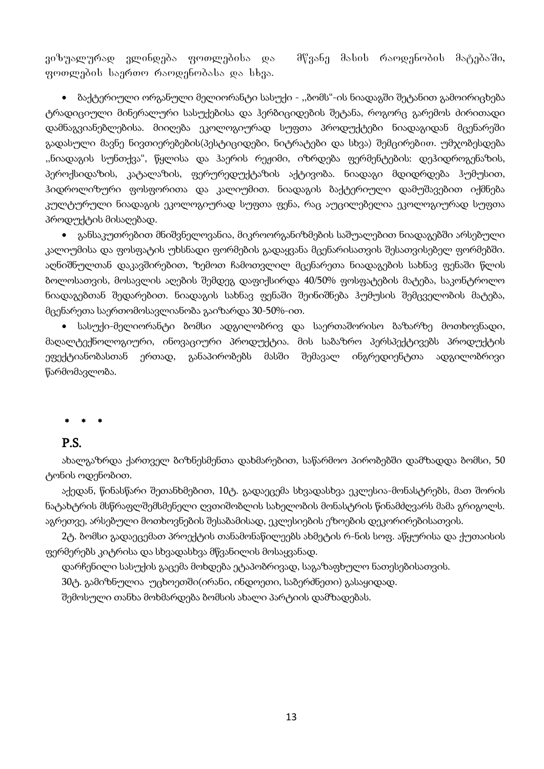ვიზუალურად ვლინდება ფოთლებისა და მწვანე მასის რაოდენობის მატებაში, ფოთლების საერთო რაოდენობასა და სხვა.

- ბაქტერიული ორგანული მელიორანტი სასუქი - ,,ბომს"-ის ნიადაგში შეტანით გამოირიცხება ტრადიციული მინერალური სასუქებისა და ჰერბიციდების შეტანა, როგორც გარემოს ძირითადი დამნაგვიანებლებისა. მიიღება ეკოლოგიურად სუფთა პროდუქტები ნიადაგიდან მცენარეში გადასული მავნე ნივთიერებების(პესტიციდები, ნიტრატები და სხვა) შემცირებით. უმჯობესდება ,,ნიადაგის სუნთქვა", წყლისა და ჰაერის რეჟიმი, იზრდება ფერმენტების: დეჰიდროგენაზის, პეროქსიდაზის, კატალაზის, ფერურედუქტაზის აქტივობა. ნიადაგი მდიდრდება ჰუმუსით, ჰიდროლიზური ფოსფორითა და კალიუმით. ნიადაგის ბაქტერიული დამუშავებით იქმნება კულტურული ნიადაგის ეკოლოგიურად სუფთა ფენა, რაც აუცილებელია ეკოლოგიურად სუფთა პროდუქტის მისაღებად.
- განსაკუთრებით მნიშვნელოვანია, მიკროორგანიზმების საშუალებით ნიადაგებში არსებული კალიუმისა და ფოსფატის უხსნადი ფორმების გადაყვანა მცენარისათვის შესათვისებელ ფორმებში. აღნიშნულთან დაკავშირებით, ზემოთ ჩამოთვლილ მცენარეთა ნიადაგების სახნავ ფენაში წლის ბოლოსათვის, მოსავლის აღების შემდეგ დაფიქსირდა 40/50% ფოსფატების მატება, საკონტროლო ნიადაგებთან შედარებით. ნიადაგის სახნავ ფენაში შეინიშნება ჰუმუსის შემცველობის მატება, მცენარეთა საერთომოსავლიანობა გაიზარდა 30-50%-ით.
- სასუქი-მელიორანტი ბომსი ადგილობრივ და საერთაშორისო ბაზარზე მოთხოვნადი, მაღალტექნოლოგიური, ინოვაციური პროდუქტია. მის საბაზრო პერსპექტივებს პროდუქტის ეფექტიანობასთან ერთად, განაპირობებს მასში შემავალ ინგრედიენტთა ადგილობრივი წარმომავლობა.

\* \* \*

## P.S.

ახალგაზრდა ქართველ ბიზნესმენთა დახმარებით, საწარმოო პირობებში დამზადდა ბომსი, 50 ტონის ოდენობით.

აქედან, წინასწარი შეთანხმებით, 10ტ. გადაეცემა სხვადასხვა ეკლესია-მონასტრებს, მათ შორის ნატახტრის მსწრაფლშემსმენელი ღვთიშობლის სახელობის მონასტრის წინამძღვარს მამა გრიგოლს. აგრეთვე, არსებული მოთხოვნების შესაბამისად, ეკლესიების ეზოების დეკორირებისათვის.

2ტ. ბომსი გადაეცემათ პროექტის თანამონაწილეებს ახმეტის რ-ნის სოფ. აწყურისა და ქუთაისის ფერმერებს კიტრისა და სხვადასხვა მწვანილის მოსაყვანად.

დარჩენილი სასუქის გაცემა მოხდება ეტაპობრივად, საგაზაფხულო ნათესებისათვის.

30ტ. გამიზნულია უცხოეთში(ირანი, ინდოეთი, საბერძნეთი) გასაყიდად.

შემოსული თანხა მოხმარდება ბომსის ახალი პარტიის დამზადებას.